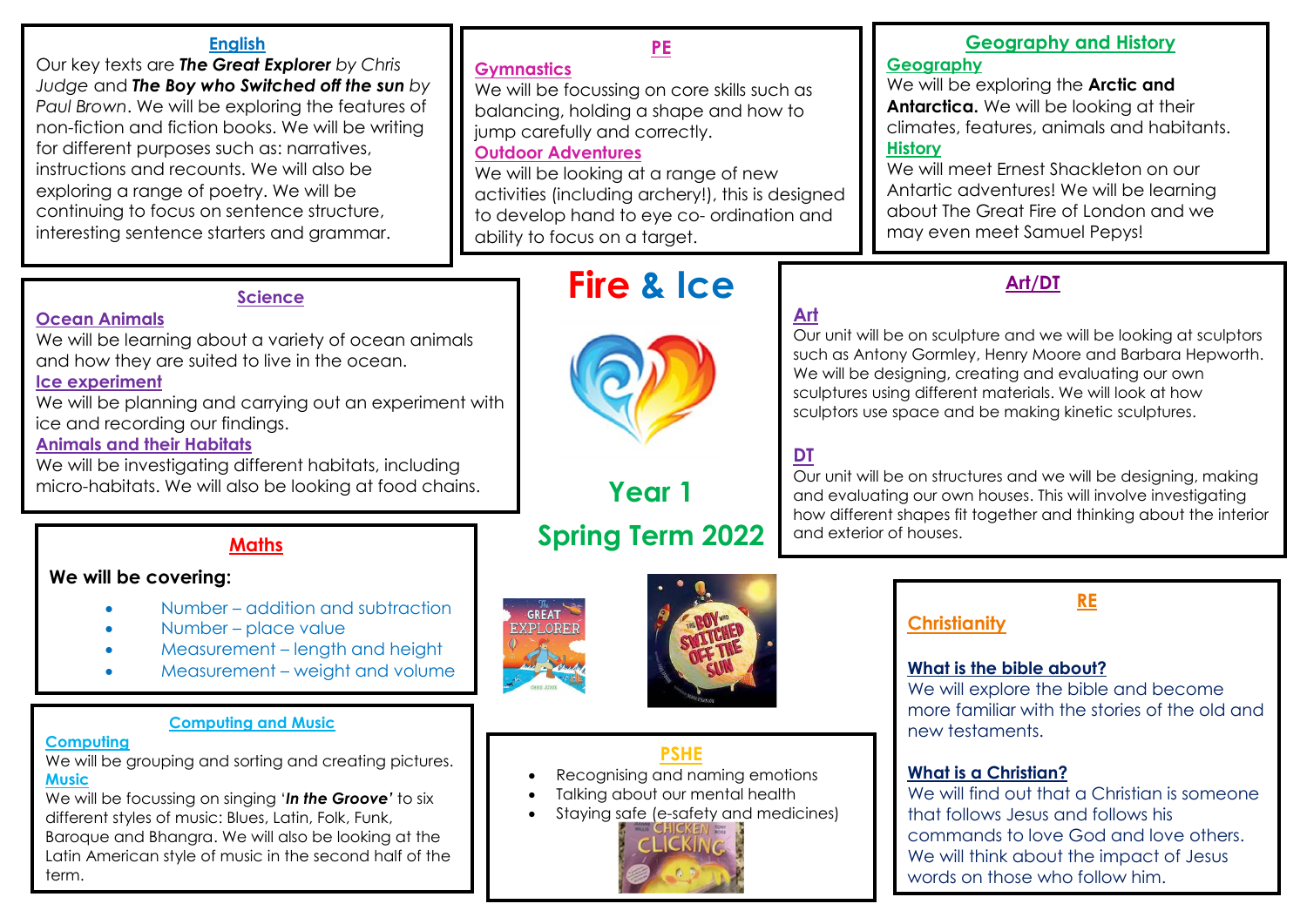# Fire & Ice

## Year 1

## Spring Term 2022

## English

Our key texts are ***The Great Explorer*** *by Chris Judge* and ***The Boy who Switched off the sun*** *by Paul Brown*. We will be exploring the features of non-fiction and fiction books. We will be writing for different purposes such as: narratives, instructions and recounts. We will also be exploring a range of poetry. We will be continuing to focus on sentence structure, interesting sentence starters and grammar.

## PE

### Gymnastics

We will be focussing on core skills such as balancing, holding a shape and how to jump carefully and correctly.

### Outdoor Adventures

We will be looking at a range of new activities (including archery!), this is designed to develop hand to eye co- ordination and ability to focus on a target.

## Geography and History

### Geography

We will be exploring the **Arctic and Antarctica.** We will be looking at their climates, features, animals and habitants.

### History

We will meet Ernest Shackleton on our Antartic adventures! We will be learning about The Great Fire of London and we may even meet Samuel Pepys!

## Science

### Ocean Animals

We will be learning about a variety of ocean animals and how they are suited to live in the ocean.

### Ice experiment

We will be planning and carrying out an experiment with ice and recording our findings.

### Animals and their Habitats

We will be investigating different habitats, including micro-habitats. We will also be looking at food chains.

## Art/DT

### Art

Our unit will be on sculpture and we will be looking at sculptors such as Antony Gormley, Henry Moore and Barbara Hepworth. We will be designing, creating and evaluating our own sculptures using different materials. We will look at how sculptors use space and be making kinetic sculptures.

### DT

Our unit will be on structures and we will be designing, making and evaluating our own houses. This will involve investigating how different shapes fit together and thinking about the interior and exterior of houses.

## Maths

**We will be covering:**

- Number – addition and subtraction
- Number – place value
- Measurement – length and height
- Measurement – weight and volume

## Computing and Music

### Computing

We will be grouping and sorting and creating pictures.

### Music

We will be focussing on singing '***In the Groove'*** to six different styles of music: Blues, Latin, Folk, Funk, Baroque and Bhangra. We will also be looking at the Latin American style of music in the second half of the term.

## PSHE

- Recognising and naming emotions
- Talking about our mental health
- Staying safe (e-safety and medicines)

## RE

### Christianity

**What is the bible about?**

We will explore the bible and become more familiar with the stories of the old and new testaments.

**What is a Christian?**

We will find out that a Christian is someone that follows Jesus and follows his commands to love God and love others. We will think about the impact of Jesus words on those who follow him.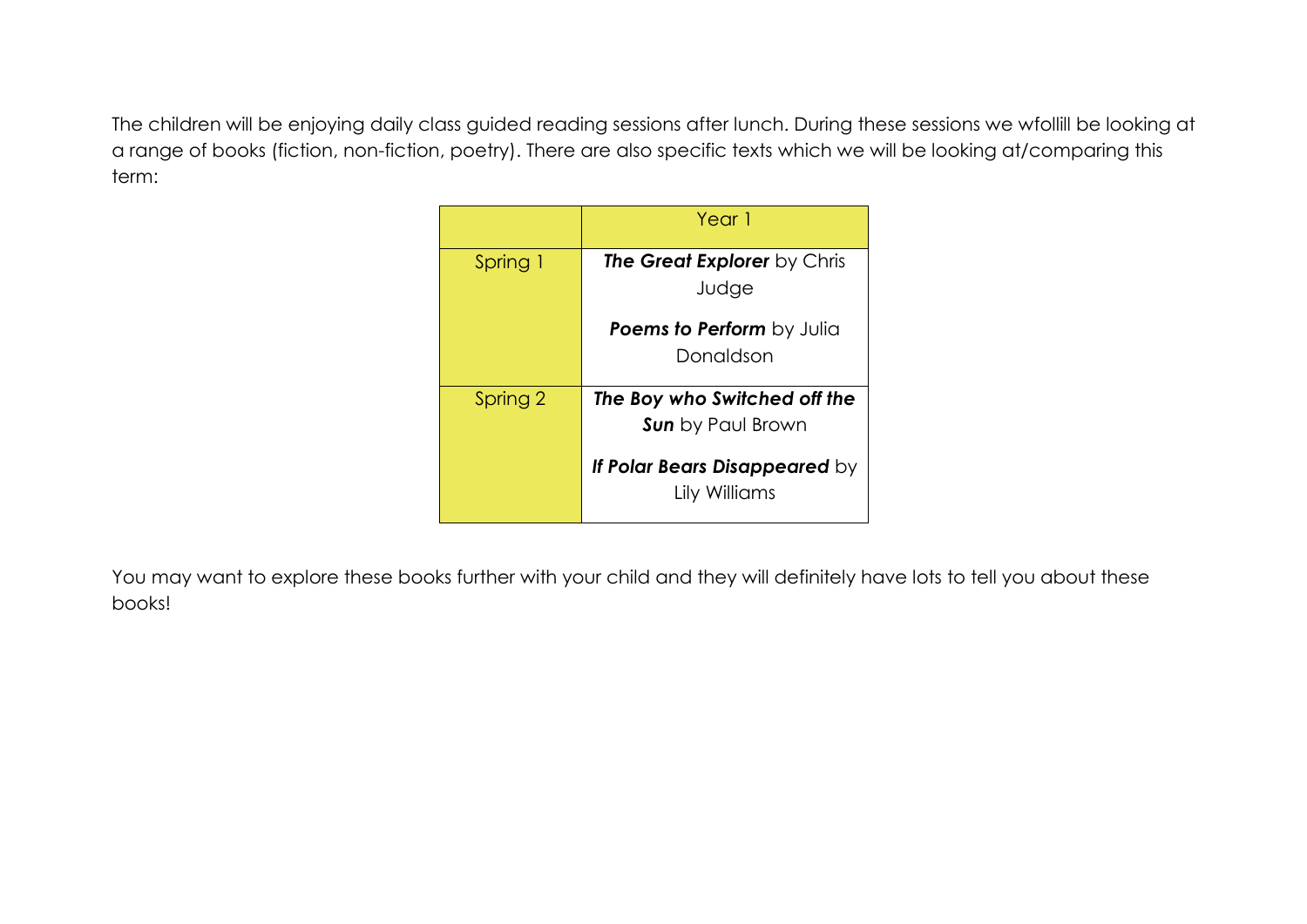The children will be enjoying daily class guided reading sessions after lunch. During these sessions we wfollill be looking at a range of books (fiction, non-fiction, poetry). There are also specific texts which we will be looking at/comparing this term:

| | Year 1 |
|---|---|
| Spring 1 | ***The Great Explorer*** by Chris Judge<br><br>***Poems to Perform*** by Julia Donaldson |
| Spring 2 | ***The Boy who Switched off the Sun*** by Paul Brown<br><br>***If Polar Bears Disappeared*** by Lily Williams |

You may want to explore these books further with your child and they will definitely have lots to tell you about these books!